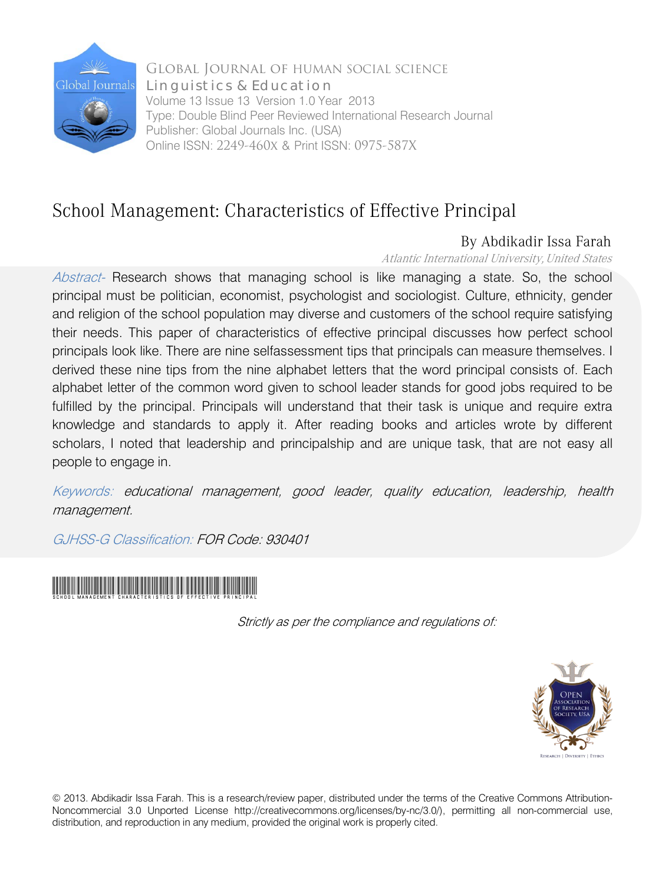Global Journal of Human Social Science
Linguistics & Education
Volume 13 Issue 13 Version 1.0 Year 2013
Type: Double Blind Peer Reviewed International Research Journal
Publisher: Global Journals Inc. (USA)
Online ISSN: 2249-460X & Print ISSN: 0975-587X

# School Management: Characteristics of Effective Principal

By Abdikadir Issa Farah

*Atlantic International University, United States*

*Abstract-* Research shows that managing school is like managing a state. So, the school principal must be politician, economist, psychologist and sociologist. Culture, ethnicity, gender and religion of the school population may diverse and customers of the school require satisfying their needs. This paper of characteristics of effective principal discusses how perfect school principals look like. There are nine selfassessment tips that principals can measure themselves. I derived these nine tips from the nine alphabet letters that the word principal consists of. Each alphabet letter of the common word given to school leader stands for good jobs required to be fulfilled by the principal. Principals will understand that their task is unique and require extra knowledge and standards to apply it. After reading books and articles wrote by different scholars, I noted that leadership and principalship and are unique task, that are not easy all people to engage in.

*Keywords: educational management, good leader, quality education, leadership, health management.*

*GJHSS-G Classification: FOR Code: 930401*

SCHOOL MANAGEMENT CHARACTERISTICS OF EFFECTIVE PRINCIPAL

*Strictly as per the compliance and regulations of:*

© 2013. Abdikadir Issa Farah. This is a research/review paper, distributed under the terms of the Creative Commons Attribution-Noncommercial 3.0 Unported License http://creativecommons.org/licenses/by-nc/3.0/), permitting all non-commercial use, distribution, and reproduction in any medium, provided the original work is properly cited.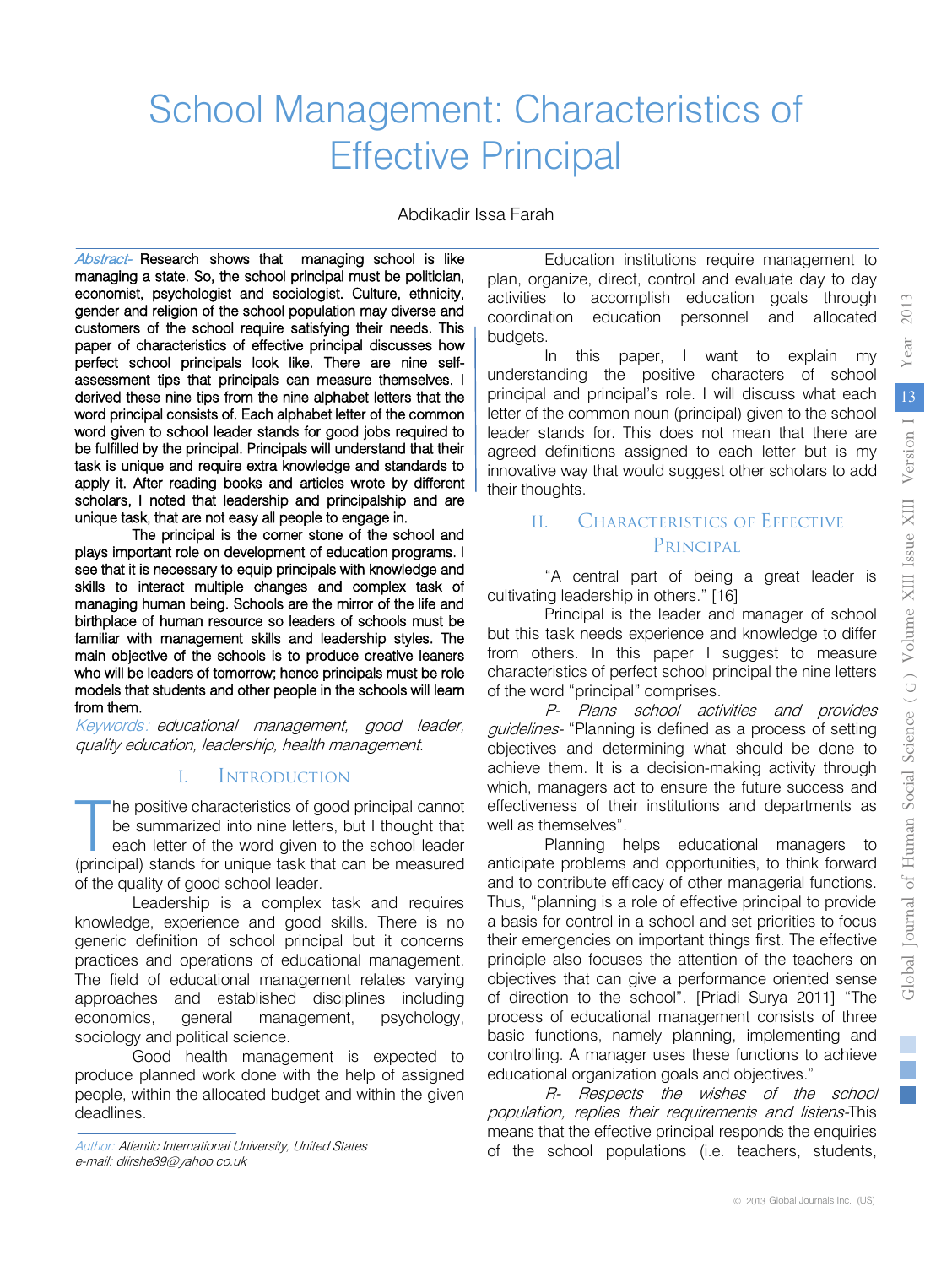# School Management: Characteristics of Effective Principal

Abdikadir Issa Farah

*Abstract-* Research shows that managing school is like managing a state. So, the school principal must be politician, economist, psychologist and sociologist. Culture, ethnicity, gender and religion of the school population may diverse and customers of the school require satisfying their needs. This paper of characteristics of effective principal discusses how perfect school principals look like. There are nine self-assessment tips that principals can measure themselves. I derived these nine tips from the nine alphabet letters that the word principal consists of. Each alphabet letter of the common word given to school leader stands for good jobs required to be fulfilled by the principal. Principals will understand that their task is unique and require extra knowledge and standards to apply it. After reading books and articles wrote by different scholars, I noted that leadership and principalship and are unique task, that are not easy all people to engage in.

The principal is the corner stone of the school and plays important role on development of education programs. I see that it is necessary to equip principals with knowledge and skills to interact multiple changes and complex task of managing human being. Schools are the mirror of the life and birthplace of human resource so leaders of schools must be familiar with management skills and leadership styles. The main objective of the schools is to produce creative leaners who will be leaders of tomorrow; hence principals must be role models that students and other people in the schools will learn from them.

*Keywords: educational management, good leader, quality education, leadership, health management.*

## I. Introduction

The positive characteristics of good principal cannot be summarized into nine letters, but I thought that each letter of the word given to the school leader (principal) stands for unique task that can be measured of the quality of good school leader.

Leadership is a complex task and requires knowledge, experience and good skills. There is no generic definition of school principal but it concerns practices and operations of educational management. The field of educational management relates varying approaches and established disciplines including economics, general management, psychology, sociology and political science.

Good health management is expected to produce planned work done with the help of assigned people, within the allocated budget and within the given deadlines.

Education institutions require management to plan, organize, direct, control and evaluate day to day activities to accomplish education goals through coordination education personnel and allocated budgets.

In this paper, I want to explain my understanding the positive characters of school principal and principal's role. I will discuss what each letter of the common noun (principal) given to the school leader stands for. This does not mean that there are agreed definitions assigned to each letter but is my innovative way that would suggest other scholars to add their thoughts.

## II. Characteristics of Effective Principal

"A central part of being a great leader is cultivating leadership in others." [16]

Principal is the leader and manager of school but this task needs experience and knowledge to differ from others. In this paper I suggest to measure characteristics of perfect school principal the nine letters of the word "principal" comprises.

*P- Plans school activities and provides guidelines-* "Planning is defined as a process of setting objectives and determining what should be done to achieve them. It is a decision-making activity through which, managers act to ensure the future success and effectiveness of their institutions and departments as well as themselves".

Planning helps educational managers to anticipate problems and opportunities, to think forward and to contribute efficacy of other managerial functions. Thus, "planning is a role of effective principal to provide a basis for control in a school and set priorities to focus their emergencies on important things first. The effective principle also focuses the attention of the teachers on objectives that can give a performance oriented sense of direction to the school". [Priadi Surya 2011] "The process of educational management consists of three basic functions, namely planning, implementing and controlling. A manager uses these functions to achieve educational organization goals and objectives."

*R- Respects the wishes of the school population, replies their requirements and listens-*This means that the effective principal responds the enquiries of the school populations (i.e. teachers, students,

Author: Atlantic International University, United States
e-mail: diirshe39@yahoo.co.uk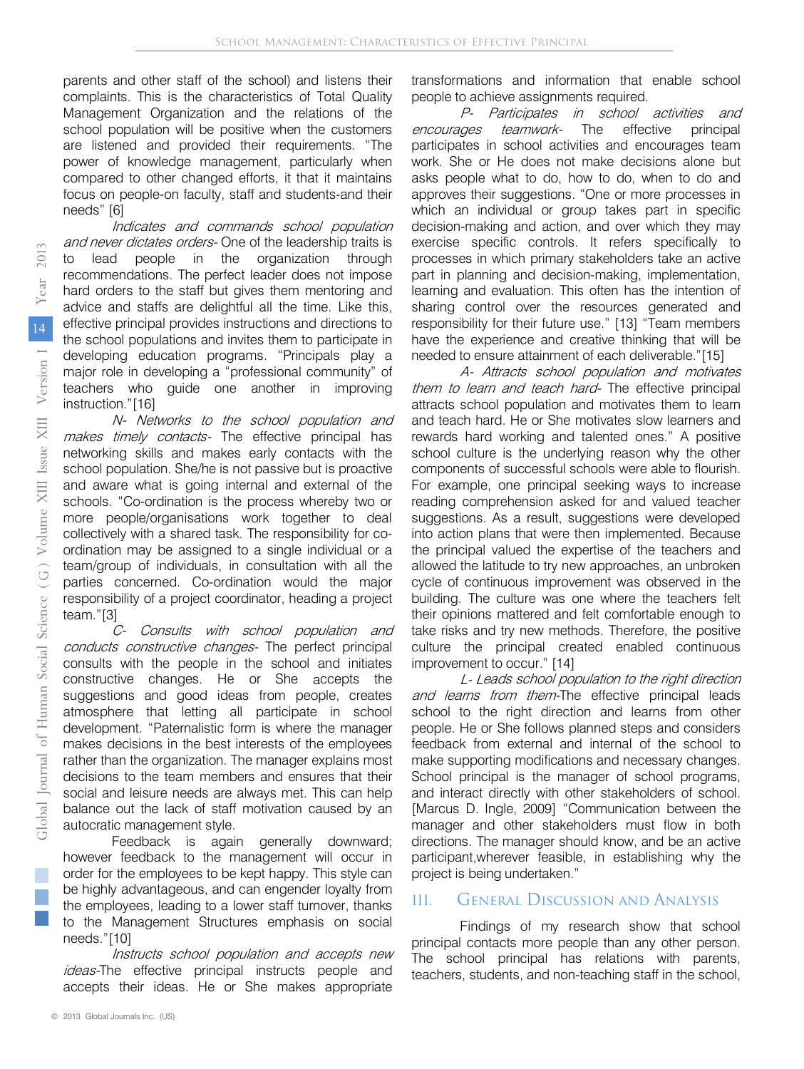parents and other staff of the school) and listens their complaints. This is the characteristics of Total Quality Management Organization and the relations of the school population will be positive when the customers are listened and provided their requirements. "The power of knowledge management, particularly when compared to other changed efforts, it that it maintains focus on people-on faculty, staff and students-and their needs" [6]

*Indicates and commands school population and never dictates orders-* One of the leadership traits is to lead people in the organization through recommendations. The perfect leader does not impose hard orders to the staff but gives them mentoring and advice and staffs are delightful all the time. Like this, effective principal provides instructions and directions to the school populations and invites them to participate in developing education programs. "Principals play a major role in developing a "professional community" of teachers who guide one another in improving instruction."[16]

*N- Networks to the school population and makes timely contacts-* The effective principal has networking skills and makes early contacts with the school population. She/he is not passive but is proactive and aware what is going internal and external of the schools. "Co-ordination is the process whereby two or more people/organisations work together to deal collectively with a shared task. The responsibility for co-ordination may be assigned to a single individual or a team/group of individuals, in consultation with all the parties concerned. Co-ordination would the major responsibility of a project coordinator, heading a project team."[3]

*C- Consults with school population and conducts constructive changes-* The perfect principal consults with the people in the school and initiates constructive changes. He or She accepts the suggestions and good ideas from people, creates atmosphere that letting all participate in school development. "Paternalistic form is where the manager makes decisions in the best interests of the employees rather than the organization. The manager explains most decisions to the team members and ensures that their social and leisure needs are always met. This can help balance out the lack of staff motivation caused by an autocratic management style.

Feedback is again generally downward; however feedback to the management will occur in order for the employees to be kept happy. This style can be highly advantageous, and can engender loyalty from the employees, leading to a lower staff turnover, thanks to the Management Structures emphasis on social needs."[10]

*Instructs school population and accepts new ideas-*The effective principal instructs people and accepts their ideas. He or She makes appropriate transformations and information that enable school people to achieve assignments required.

*P- Participates in school activities and encourages teamwork-* The effective principal participates in school activities and encourages team work. She or He does not make decisions alone but asks people what to do, how to do, when to do and approves their suggestions. "One or more processes in which an individual or group takes part in specific decision-making and action, and over which they may exercise specific controls. It refers specifically to processes in which primary stakeholders take an active part in planning and decision-making, implementation, learning and evaluation. This often has the intention of sharing control over the resources generated and responsibility for their future use." [13] "Team members have the experience and creative thinking that will be needed to ensure attainment of each deliverable."[15]

*A- Attracts school population and motivates them to learn and teach hard-* The effective principal attracts school population and motivates them to learn and teach hard. He or She motivates slow learners and rewards hard working and talented ones." A positive school culture is the underlying reason why the other components of successful schools were able to flourish. For example, one principal seeking ways to increase reading comprehension asked for and valued teacher suggestions. As a result, suggestions were developed into action plans that were then implemented. Because the principal valued the expertise of the teachers and allowed the latitude to try new approaches, an unbroken cycle of continuous improvement was observed in the building. The culture was one where the teachers felt their opinions mattered and felt comfortable enough to take risks and try new methods. Therefore, the positive culture the principal created enabled continuous improvement to occur." [14]

*L- Leads school population to the right direction and learns from them-*The effective principal leads school to the right direction and learns from other people. He or She follows planned steps and considers feedback from external and internal of the school to make supporting modifications and necessary changes. School principal is the manager of school programs, and interact directly with other stakeholders of school. [Marcus D. Ingle, 2009] "Communication between the manager and other stakeholders must flow in both directions. The manager should know, and be an active participant,wherever feasible, in establishing why the project is being undertaken."

## III. General Discussion and Analysis

Findings of my research show that school principal contacts more people than any other person. The school principal has relations with parents, teachers, students, and non-teaching staff in the school,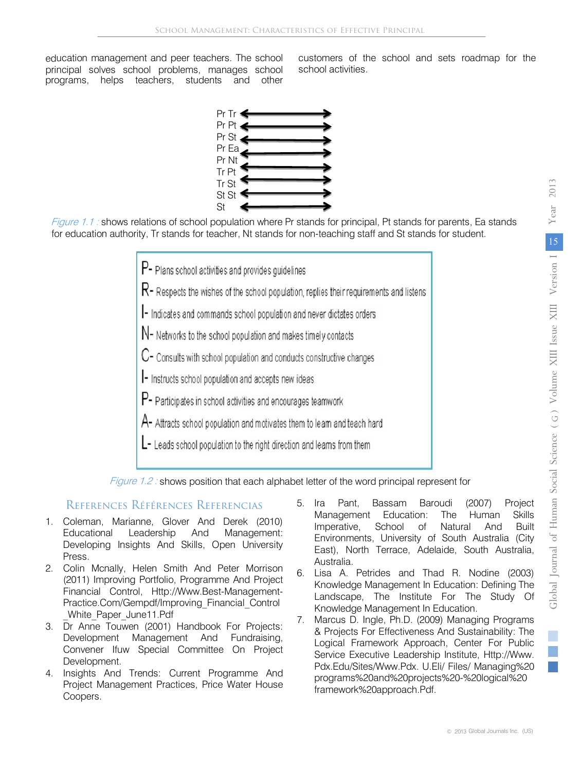education management and peer teachers. The school principal solves school problems, manages school programs, helps teachers, students and other customers of the school and sets roadmap for the school activities.

Pr Tr ⟷
Pr Pt ⟷
Pr St ⟷
Pr Ea ⟷
Pr Nt ⟷
Tr Pt ⟷
Tr St ⟷
St St ⟷
St ⟷

*Figure 1.1 :* shows relations of school population where Pr stands for principal, Pt stands for parents, Ea stands for education authority, Tr stands for teacher, Nt stands for non-teaching staff and St stands for student.

P- Plans school activities and provides guidelines

R- Respects the wishes of the school population, replies their requirements and listens

I- Indicates and commands school population and never dictates orders

N- Networks to the school population and makes timely contacts

C- Consults with school population and conducts constructive changes

I- Instructs school population and accepts new ideas

P- Participates in school activities and encourages teamwork

A- Attracts school population and motivates them to learn and teach hard

L- Leads school population to the right direction and learns from them

*Figure 1.2 :* shows position that each alphabet letter of the word principal represent for

## References Références Referencias

1. Coleman, Marianne, Glover And Derek (2010) Educational Leadership And Management: Developing Insights And Skills, Open University Press.
2. Colin Mcnally, Helen Smith And Peter Morrison (2011) Improving Portfolio, Programme And Project Financial Control, Http://Www.Best-Management-Practice.Com/Gempdf/Improving_Financial_Control_White_Paper_June11.Pdf
3. Dr Anne Touwen (2001) Handbook For Projects: Development Management And Fundraising, Convener Ifuw Special Committee On Project Development.
4. Insights And Trends: Current Programme And Project Management Practices, Price Water House Coopers.
5. Ira Pant, Bassam Baroudi (2007) Project Management Education: The Human Skills Imperative, School of Natural And Built Environments, University of South Australia (City East), North Terrace, Adelaide, South Australia, Australia.
6. Lisa A. Petrides and Thad R. Nodine (2003) Knowledge Management In Education: Defining The Landscape, The Institute For The Study Of Knowledge Management In Education.
7. Marcus D. Ingle, Ph.D. (2009) Managing Programs & Projects For Effectiveness And Sustainability: The Logical Framework Approach, Center For Public Service Executive Leadership Institute, Http://Www.Pdx.Edu/Sites/Www.Pdx. U.Eli/ Files/ Managing%20programs%20and%20projects%20-%20logical%20framework%20approach.Pdf.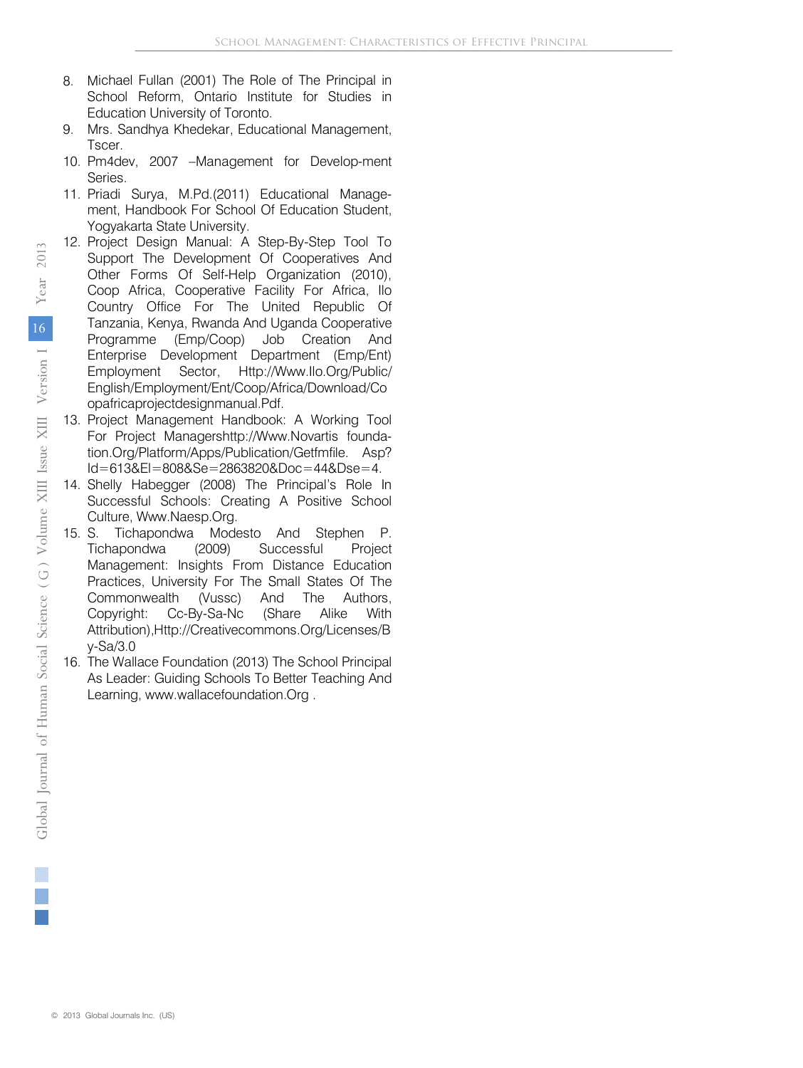8. Michael Fullan (2001) The Role of The Principal in School Reform, Ontario Institute for Studies in Education University of Toronto.
9. Mrs. Sandhya Khedekar, Educational Management, Tscer.
10. Pm4dev, 2007 –Management for Develop-ment Series.
11. Priadi Surya, M.Pd.(2011) Educational Manage-ment, Handbook For School Of Education Student, Yogyakarta State University.
12. Project Design Manual: A Step-By-Step Tool To Support The Development Of Cooperatives And Other Forms Of Self-Help Organization (2010), Coop Africa, Cooperative Facility For Africa, Ilo Country Office For The United Republic Of Tanzania, Kenya, Rwanda And Uganda Cooperative Programme (Emp/Coop) Job Creation And Enterprise Development Department (Emp/Ent) Employment Sector, Http://Www.Ilo.Org/Public/English/Employment/Ent/Coop/Africa/Download/Coopafricaprojectdesignmanual.Pdf.
13. Project Management Handbook: A Working Tool For Project Managershttp://Www.Novartis founda-tion.Org/Platform/Apps/Publication/Getfmfile. Asp?Id=613&El=808&Se=2863820&Doc=44&Dse=4.
14. Shelly Habegger (2008) The Principal's Role In Successful Schools: Creating A Positive School Culture, Www.Naesp.Org.
15. S. Tichapondwa Modesto And Stephen P. Tichapondwa (2009) Successful Project Management: Insights From Distance Education Practices, University For The Small States Of The Commonwealth (Vussc) And The Authors, Copyright: Cc-By-Sa-Nc (Share Alike With Attribution),Http://Creativecommons.Org/Licenses/By-Sa/3.0
16. The Wallace Foundation (2013) The School Principal As Leader: Guiding Schools To Better Teaching And Learning, www.wallacefoundation.Org .